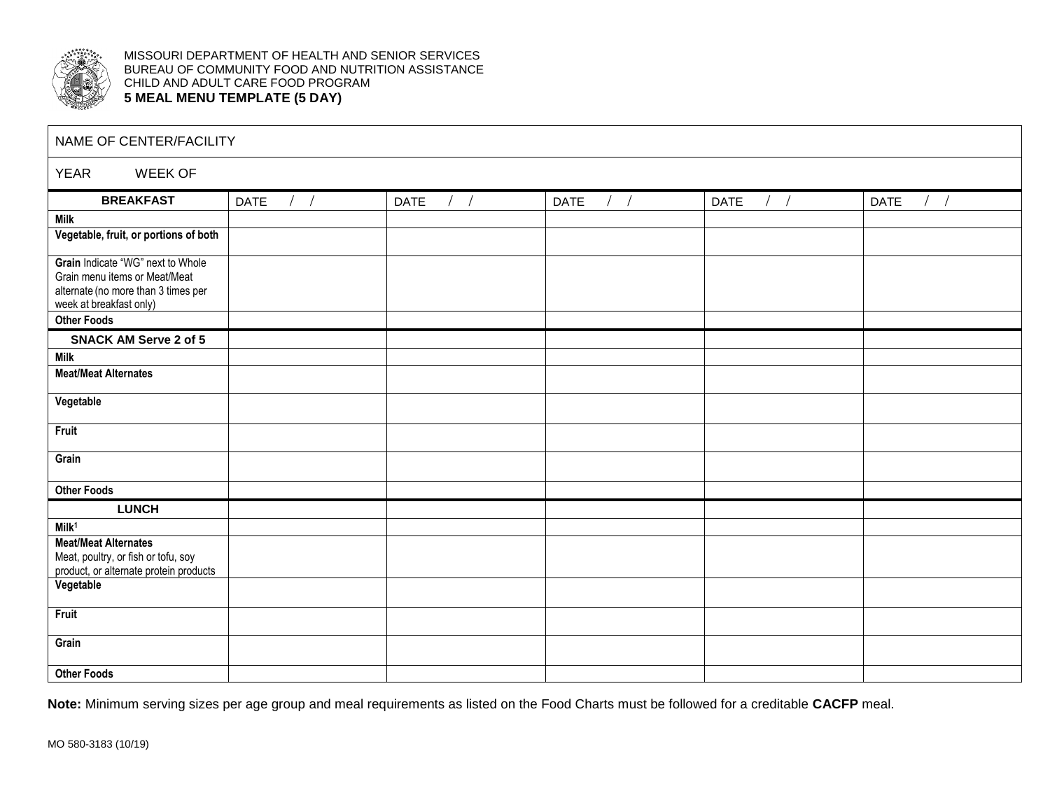MISSOURI DEPARTMENT OF HEALTH AND SENIOR SERVICES
BUREAU OF COMMUNITY FOOD AND NUTRITION ASSISTANCE
CHILD AND ADULT CARE FOOD PROGRAM

**5 MEAL MENU TEMPLATE (5 DAY)**

NAME OF CENTER/FACILITY

YEAR WEEK OF

| **BREAKFAST** | DATE / / | DATE / / | DATE / / | DATE / / | DATE / / |
|---|---|---|---|---|---|
| **Milk** | | | | | |
| **Vegetable, fruit, or portions of both** | | | | | |
| **Grain** Indicate "WG" next to Whole Grain menu items or Meat/Meat alternate (no more than 3 times per week at breakfast only) | | | | | |
| **Other Foods** | | | | | |
| **SNACK AM Serve 2 of 5** | | | | | |
| **Milk** | | | | | |
| **Meat/Meat Alternates** | | | | | |
| **Vegetable** | | | | | |
| **Fruit** | | | | | |
| **Grain** | | | | | |
| **Other Foods** | | | | | |
| **LUNCH** | | | | | |
| **Milk**[1] | | | | | |
| **Meat/Meat Alternates** Meat, poultry, or fish or tofu, soy product, or alternate protein products | | | | | |
| **Vegetable** | | | | | |
| **Fruit** | | | | | |
| **Grain** | | | | | |
| **Other Foods** | | | | | |

**Note:** Minimum serving sizes per age group and meal requirements as listed on the Food Charts must be followed for a creditable **CACFP** meal.

MO 580-3183 (10/19)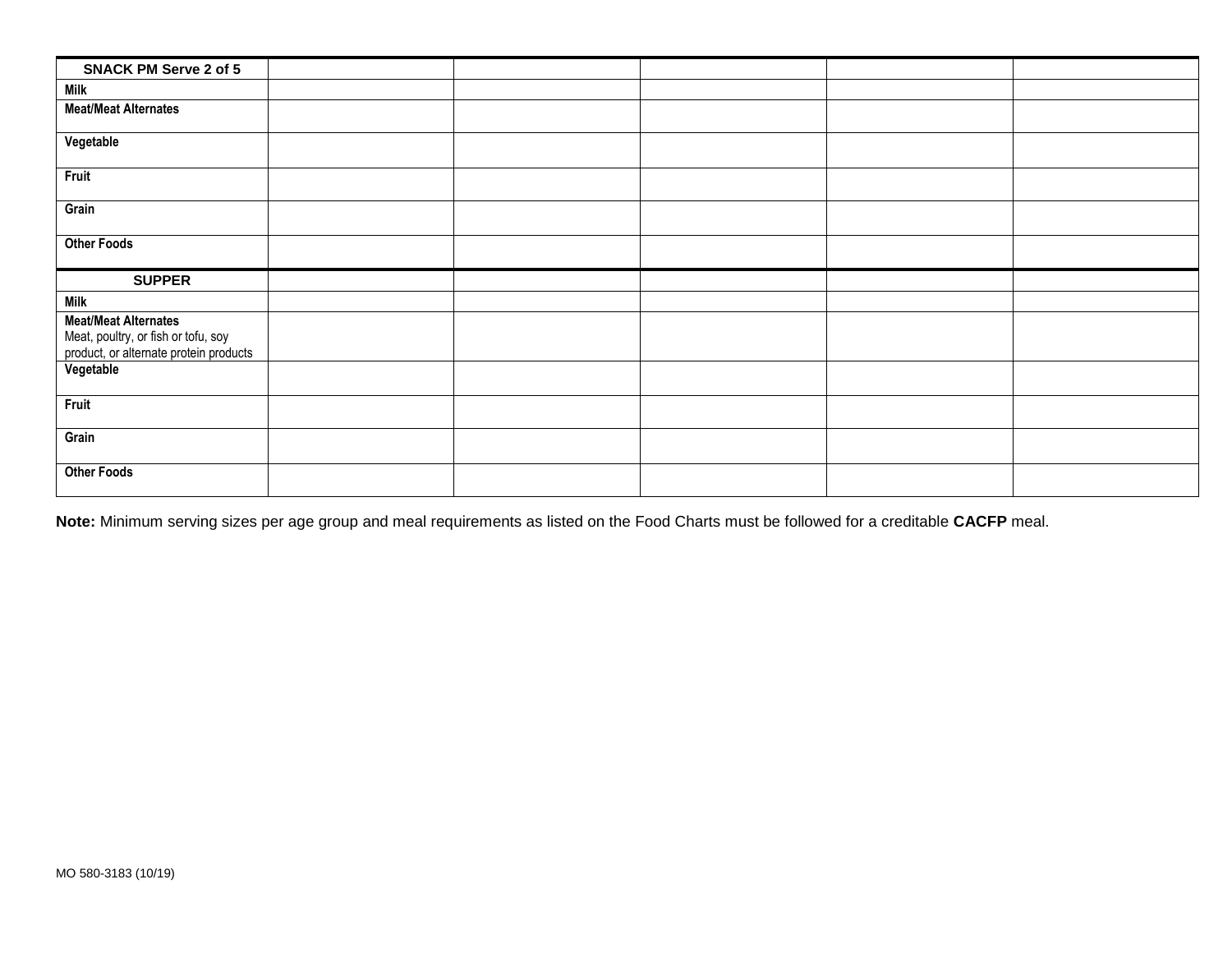| SNACK PM Serve 2 of 5 | | | | | |
|---|---|---|---|---|---|
| **Milk** | | | | | |
| **Meat/Meat Alternates** | | | | | |
| **Vegetable** | | | | | |
| **Fruit** | | | | | |
| **Grain** | | | | | |
| **Other Foods** | | | | | |
| **SUPPER** | | | | | |
| **Milk** | | | | | |
| **Meat/Meat Alternates** Meat, poultry, or fish or tofu, soy product, or alternate protein products | | | | | |
| **Vegetable** | | | | | |
| **Fruit** | | | | | |
| **Grain** | | | | | |
| **Other Foods** | | | | | |

**Note:** Minimum serving sizes per age group and meal requirements as listed on the Food Charts must be followed for a creditable **CACFP** meal.

MO 580-3183 (10/19)